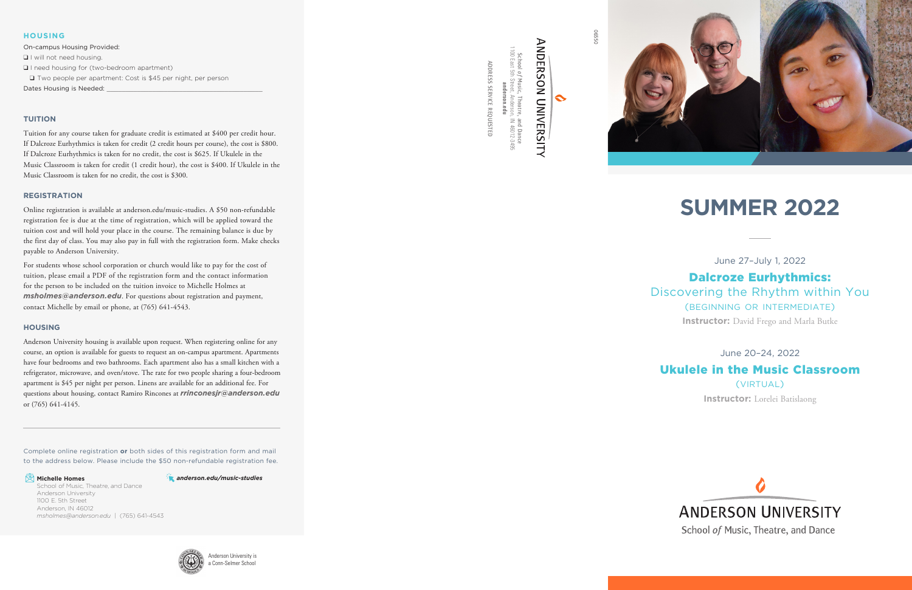## HOUSING

On-campus Housing Provided:

❑ I will not need housing.

❑ I need housing for (two-bedroom apartment)

❑ Two people per apartment: Cost is $45 per night, per person

Dates Housing is Needed: ______________________________

## TUITION

Tuition for any course taken for graduate credit is estimated at $400 per credit hour. If Dalcroze Eurhythmics is taken for credit (2 credit hours per course), the cost is $800. If Dalcroze Eurhythmics is taken for no credit, the cost is $625. If Ukulele in the Music Classroom is taken for credit (1 credit hour), the cost is $400. If Ukulele in the Music Classroom is taken for no credit, the cost is $300.

## REGISTRATION

Online registration is available at anderson.edu/music-studies. A $50 non-refundable registration fee is due at the time of registration, which will be applied toward the tuition cost and will hold your place in the course. The remaining balance is due by the first day of class. You may also pay in full with the registration form. Make checks payable to Anderson University.

For students whose school corporation or church would like to pay for the cost of tuition, please email a PDF of the registration form and the contact information for the person to be included on the tuition invoice to Michelle Holmes at ***msholmes@anderson.edu***. For questions about registration and payment, contact Michelle by email or phone, at (765) 641-4543.

## HOUSING

Anderson University housing is available upon request. When registering online for any course, an option is available for guests to request an on-campus apartment. Apartments have four bedrooms and two bathrooms. Each apartment also has a small kitchen with a refrigerator, microwave, and oven/stove. The rate for two people sharing a four-bedroom apartment is $45 per night per person. Linens are available for an additional fee. For questions about housing, contact Ramiro Rincones at ***rrinconesjr@anderson.edu*** or (765) 641-4145.

---

Complete online registration **or** both sides of this registration form and mail to the address below. Please include the $50 non-refundable registration fee.

**Michelle Homes**
School of Music, Theatre, and Dance
Anderson University
1100 E. 5th Street
Anderson, IN 46012
*msholmes@anderson.edu* | (765) 641-4543

***anderson.edu/music-studies***

Anderson University is a Conn-Selmer School

06550

ANDERSON UNIVERSITY
School *of* Music, Theatre, and Dance
1100 East 5th Street, Anderson, IN 46012-3495
**anderson.edu**

ADDRESS SERVICE REQUESTED

# SUMMER 2022

June 27–July 1, 2022

## Dalcroze Eurhythmics: Discovering the Rhythm within You

(BEGINNING OR INTERMEDIATE)

**Instructor:** David Frego and Marla Butke

June 20–24, 2022

## Ukulele in the Music Classroom

(VIRTUAL)

**Instructor:** Lorelei Batislaong

ANDERSON UNIVERSITY
School *of* Music, Theatre, and Dance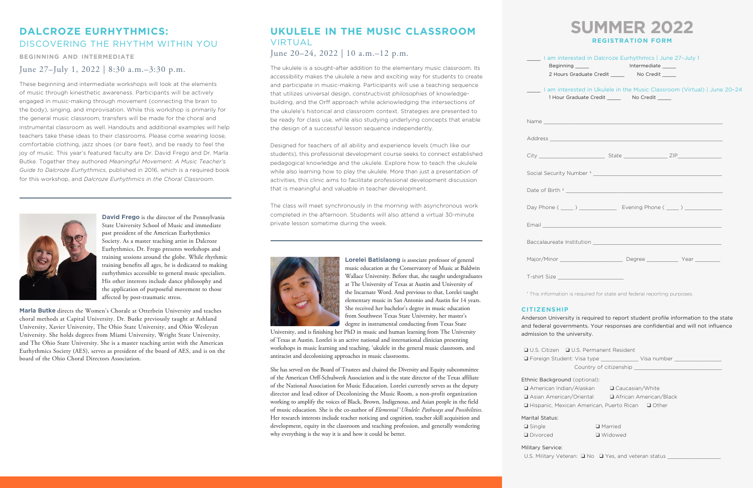## DALCROZE EURHYTHMICS:
### DISCOVERING THE RHYTHM WITHIN YOU

**BEGINNING AND INTERMEDIATE**

June 27–July 1, 2022 | 8:30 a.m.–3:30 p.m.

These beginning and intermediate workshops will look at the elements of music through kinesthetic awareness. Participants will be actively engaged in music-making through movement (connecting the brain to the body), singing, and improvisation. While this workshop is primarily for the general music classroom, transfers will be made for the choral and instrumental classroom as well. Handouts and additional examples will help teachers take these ideas to their classrooms. Please come wearing loose, comfortable clothing, jazz shoes (or bare feet), and be ready to feel the joy of music. This year's featured faculty are Dr. David Frego and Dr. Marla Butke. Together they authored *Meaningful Movement: A Music Teacher's Guide to Dalcroze Eurhythmics*, published in 2016, which is a required book for this workshop, and *Dalcroze Eurhythmics in the Choral Classroom*.

**David Frego** is the director of the Pennsylvania State University School of Music and immediate past president of the American Eurhythmics Society. As a master teaching artist in Dalcroze Eurhythmics, Dr. Frego presents workshops and training sessions around the globe. While rhythmic training benefits all ages, he is dedicated to making eurhythmics accessible to general music specialists. His other interests include dance philosophy and the application of purposeful movement to those affected by post-traumatic stress.

**Marla Butke** directs the Women's Chorale at Otterbein University and teaches choral methods at Capital University. Dr. Butke previously taught at Ashland University, Xavier University, The Ohio State University, and Ohio Wesleyan University. She holds degrees from Miami University, Wright State University, and The Ohio State University. She is a master teaching artist with the American Eurhythmics Society (AES), serves as president of the board of AES, and is on the board of the Ohio Choral Directors Association.

## UKULELE IN THE MUSIC CLASSROOM
### VIRTUAL

June 20–24, 2022 | 10 a.m.–12 p.m.

The ukulele is a sought-after addition to the elementary music classroom. Its accessibility makes the ukulele a new and exciting way for students to create and participate in music-making. Participants will use a teaching sequence that utilizes universal design, constructivist philosophies of knowledge-building, and the Orff approach while acknowledging the intersections of the ukulele's historical and classroom context. Strategies are presented to be ready for class use, while also studying underlying concepts that enable the design of a successful lesson sequence independently.

Designed for teachers of all ability and experience levels (much like our students), this professional development course seeks to connect established pedagogical knowledge and the ukulele. Explore how to teach the ukulele while also learning how to play the ukulele. More than just a presentation of activities, this clinic aims to facilitate professional development discussion that is meaningful and valuable in teacher development.

The class will meet synchronously in the morning with asynchronous work completed in the afternoon. Students will also attend a virtual 30-minute private lesson sometime during the week.

**Lorelei Batislaong** is associate professor of general music education at the Conservatory of Music at Baldwin Wallace University. Before that, she taught undergraduates at The University of Texas at Austin and University of the Incarnate Word. And previous to that, Lorelei taught elementary music in San Antonio and Austin for 14 years. She received her bachelor's degree in music education from Southwest Texas State University, her master's degree in instrumental conducting from Texas State University, and is finishing her PhD in music and human learning from The University of Texas at Austin. Lorelei is an active national and international clinician presenting workshops in music learning and teaching, 'ukulele in the general music classroom, and antiracist and decolonizing approaches in music classrooms.

She has served on the Board of Trustees and chaired the Diversity and Equity subcommittee of the American Orff-Schulwerk Association and is the state director of the Texas affiliate of the National Association for Music Education. Lorelei currently serves as the deputy director and lead editor of Decolonizing the Music Room, a non-profit organization working to amplify the voices of Black, Brown, Indigenous, and Asian people in the field of music education. She is the co-author of *Elemental 'Ukulele: Pathways and Possibilities*. Her research interests include teacher noticing and cognition, teacher skill acquisition and development, equity in the classroom and teaching profession, and generally wondering why everything is the way it is and how it could be better.

# SUMMER 2022
## REGISTRATION FORM

____ I am interested in Dalcroze Eurhythmics | June 27–July 1
Beginning ____ Intermediate ____
2 Hours Graduate Credit ____ No Credit ____

____ I am interested in Ukulele in the Music Classroom (Virtual) | June 20–24
1 Hour Graduate Credit ____ No Credit ____

Name ______________________

Address ______________________

City ____________ State ____________ ZIP ____________

Social Security Number † ______________________

Date of Birth † ______________________

Day Phone ( ____ ) ____________ Evening Phone ( ____ ) ____________

Email ______________________

Baccalaureate Institution ______________________

Major/Minor ____________ Degree ____________ Year ____________

T-shirt Size ____________

† This information is required for state and federal reporting purposes.

### CITIZENSHIP

Anderson University is required to report student profile information to the state and federal government. Your responses are confidential and will not influence admission to the university.

❑ U.S. Citizen ❑ U.S. Permanent Resident
❑ Foreign Student: Visa type ____________ Visa number ____________
Country of citizenship ____________

Ethnic Background (optional):
❑ American Indian/Alaskan ❑ Caucasian/White
❑ Asian American/Oriental ❑ African American/Black
❑ Hispanic, Mexican American, Puerto Rican ❑ Other

Marital Status:
❑ Single ❑ Married
❑ Divorced ❑ Widowed

Military Service:
U.S. Military Veteran: ❑ No ❑ Yes, and veteran status ____________